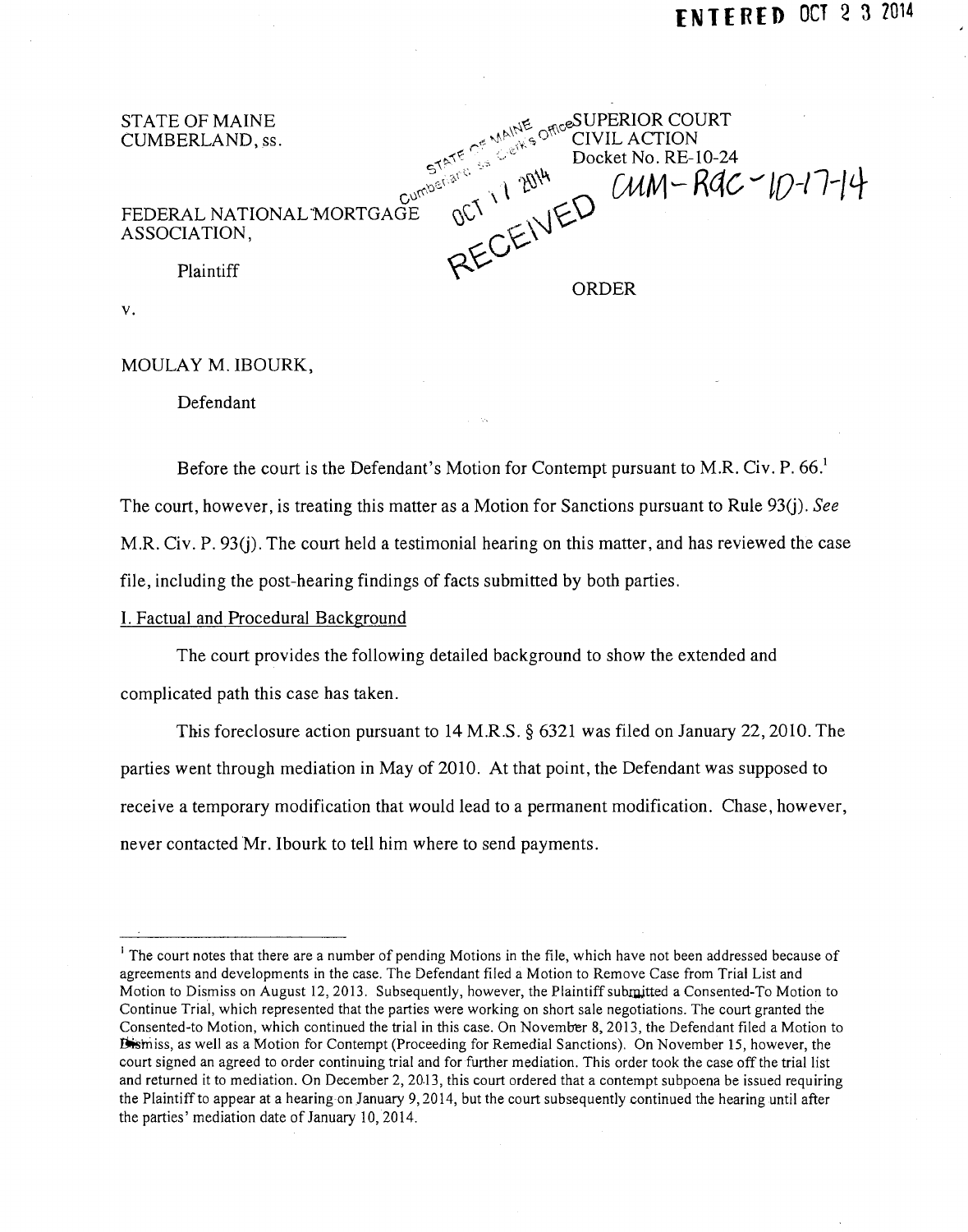**ENTERED** OCT 2 3 2014

STATE OF MAINE
CUMBERLAND, ss.

SUPERIOR COURT
CIVIL ACTION
Docket No. RE-10-24
CUM-RAC-10-17-14

STATE OF MAINE Cumberland ss Clerk's Office
OCT 17 2014
RECEIVED

FEDERAL NATIONAL MORTGAGE ASSOCIATION,

Plaintiff

v.

ORDER

MOULAY M. IBOURK,

Defendant

Before the court is the Defendant's Motion for Contempt pursuant to M.R. Civ. P. 66.[1] The court, however, is treating this matter as a Motion for Sanctions pursuant to Rule 93(j). *See* M.R. Civ. P. 93(j). The court held a testimonial hearing on this matter, and has reviewed the case file, including the post-hearing findings of facts submitted by both parties.

## I. Factual and Procedural Background

The court provides the following detailed background to show the extended and complicated path this case has taken.

This foreclosure action pursuant to 14 M.R.S. § 6321 was filed on January 22, 2010. The parties went through mediation in May of 2010. At that point, the Defendant was supposed to receive a temporary modification that would lead to a permanent modification. Chase, however, never contacted Mr. Ibourk to tell him where to send payments.

---

[1] The court notes that there are a number of pending Motions in the file, which have not been addressed because of agreements and developments in the case. The Defendant filed a Motion to Remove Case from Trial List and Motion to Dismiss on August 12, 2013. Subsequently, however, the Plaintiff submitted a Consented-To Motion to Continue Trial, which represented that the parties were working on short sale negotiations. The court granted the Consented-to Motion, which continued the trial in this case. On November 8, 2013, the Defendant filed a Motion to Dismiss, as well as a Motion for Contempt (Proceeding for Remedial Sanctions). On November 15, however, the court signed an agreed to order continuing trial and for further mediation. This order took the case off the trial list and returned it to mediation. On December 2, 2013, this court ordered that a contempt subpoena be issued requiring the Plaintiff to appear at a hearing on January 9, 2014, but the court subsequently continued the hearing until after the parties' mediation date of January 10, 2014.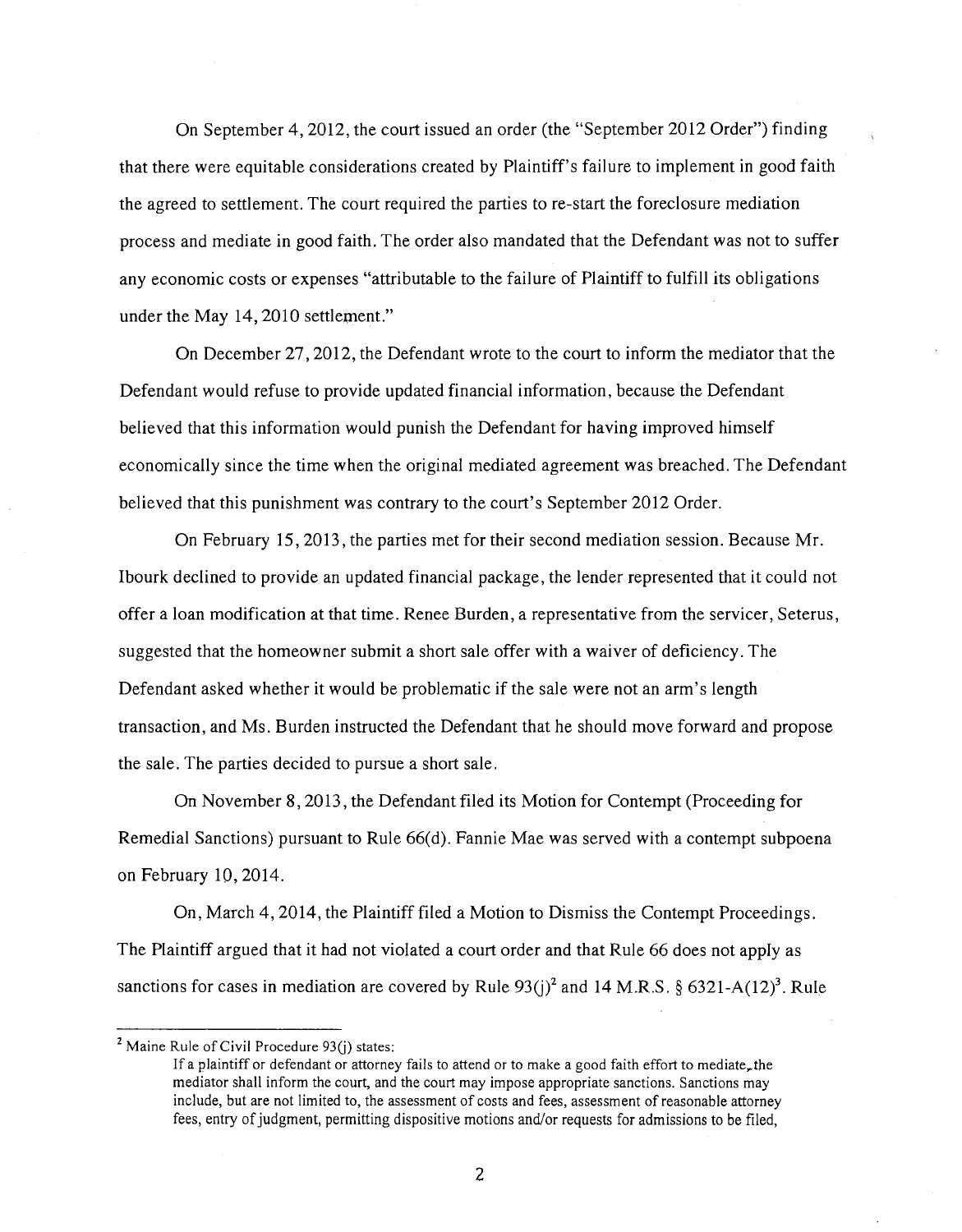On September 4, 2012, the court issued an order (the "September 2012 Order") finding that there were equitable considerations created by Plaintiff's failure to implement in good faith the agreed to settlement. The court required the parties to re-start the foreclosure mediation process and mediate in good faith. The order also mandated that the Defendant was not to suffer any economic costs or expenses "attributable to the failure of Plaintiff to fulfill its obligations under the May 14, 2010 settlement."

On December 27, 2012, the Defendant wrote to the court to inform the mediator that the Defendant would refuse to provide updated financial information, because the Defendant believed that this information would punish the Defendant for having improved himself economically since the time when the original mediated agreement was breached. The Defendant believed that this punishment was contrary to the court's September 2012 Order.

On February 15, 2013, the parties met for their second mediation session. Because Mr. Ibourk declined to provide an updated financial package, the lender represented that it could not offer a loan modification at that time. Renee Burden, a representative from the servicer, Seterus, suggested that the homeowner submit a short sale offer with a waiver of deficiency. The Defendant asked whether it would be problematic if the sale were not an arm's length transaction, and Ms. Burden instructed the Defendant that he should move forward and propose the sale. The parties decided to pursue a short sale.

On November 8, 2013, the Defendant filed its Motion for Contempt (Proceeding for Remedial Sanctions) pursuant to Rule 66(d). Fannie Mae was served with a contempt subpoena on February 10, 2014.

On, March 4, 2014, the Plaintiff filed a Motion to Dismiss the Contempt Proceedings. The Plaintiff argued that it had not violated a court order and that Rule 66 does not apply as sanctions for cases in mediation are covered by Rule 93(j)[2] and 14 M.R.S. § 6321-A(12)[3]. Rule

---

[2] Maine Rule of Civil Procedure 93(j) states:

> If a plaintiff or defendant or attorney fails to attend or to make a good faith effort to mediate, the mediator shall inform the court, and the court may impose appropriate sanctions. Sanctions may include, but are not limited to, the assessment of costs and fees, assessment of reasonable attorney fees, entry of judgment, permitting dispositive motions and/or requests for admissions to be filed,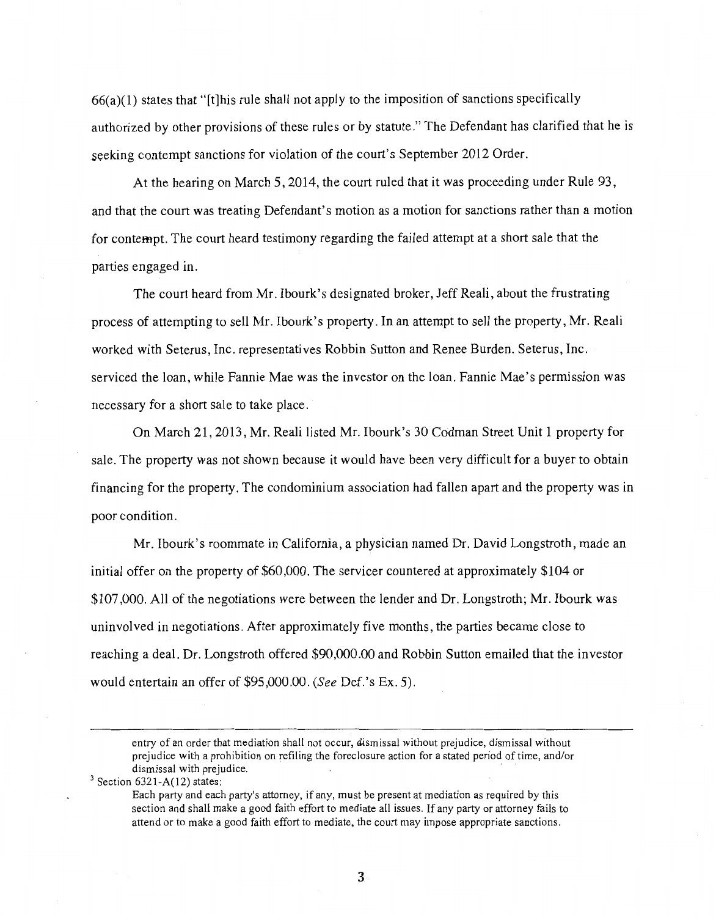66(a)(1) states that "[t]his rule shall not apply to the imposition of sanctions specifically authorized by other provisions of these rules or by statute." The Defendant has clarified that he is seeking contempt sanctions for violation of the court's September 2012 Order.

At the hearing on March 5, 2014, the court ruled that it was proceeding under Rule 93, and that the court was treating Defendant's motion as a motion for sanctions rather than a motion for contempt. The court heard testimony regarding the failed attempt at a short sale that the parties engaged in.

The court heard from Mr. Ibourk's designated broker, Jeff Reali, about the frustrating process of attempting to sell Mr. Ibourk's property. In an attempt to sell the property, Mr. Reali worked with Seterus, Inc. representatives Robbin Sutton and Renee Burden. Seterus, Inc. serviced the loan, while Fannie Mae was the investor on the loan. Fannie Mae's permission was necessary for a short sale to take place.

On March 21, 2013, Mr. Reali listed Mr. Ibourk's 30 Codman Street Unit 1 property for sale. The property was not shown because it would have been very difficult for a buyer to obtain financing for the property. The condominium association had fallen apart and the property was in poor condition.

Mr. Ibourk's roommate in California, a physician named Dr. David Longstroth, made an initial offer on the property of $60,000. The servicer countered at approximately $104 or $107,000. All of the negotiations were between the lender and Dr. Longstroth; Mr. Ibourk was uninvolved in negotiations. After approximately five months, the parties became close to reaching a deal. Dr. Longstroth offered $90,000.00 and Robbin Sutton emailed that the investor would entertain an offer of $95,000.00. (*See* Def.'s Ex. 5).

---

entry of an order that mediation shall not occur, dismissal without prejudice, dismissal without prejudice with a prohibition on refiling the foreclosure action for a stated period of time, and/or dismissal with prejudice.

[3] Section 6321-A(12) states:

> Each party and each party's attorney, if any, must be present at mediation as required by this section and shall make a good faith effort to mediate all issues. If any party or attorney fails to attend or to make a good faith effort to mediate, the court may impose appropriate sanctions.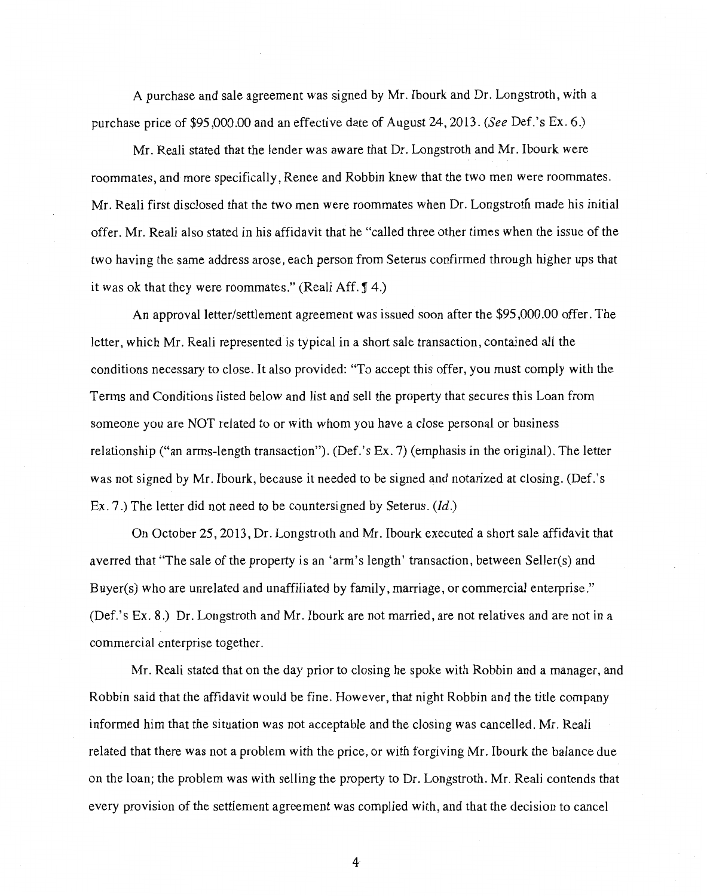A purchase and sale agreement was signed by Mr. Ibourk and Dr. Longstroth, with a purchase price of $95,000.00 and an effective date of August 24, 2013. (*See* Def.'s Ex. 6.)

Mr. Reali stated that the lender was aware that Dr. Longstroth and Mr. Ibourk were roommates, and more specifically, Renee and Robbin knew that the two men were roommates. Mr. Reali first disclosed that the two men were roommates when Dr. Longstroth made his initial offer. Mr. Reali also stated in his affidavit that he "called three other times when the issue of the two having the same address arose, each person from Seterus confirmed through higher ups that it was ok that they were roommates." (Reali Aff. ¶ 4.)

An approval letter/settlement agreement was issued soon after the $95,000.00 offer. The letter, which Mr. Reali represented is typical in a short sale transaction, contained all the conditions necessary to close. It also provided: "To accept this offer, you must comply with the Terms and Conditions listed below and list and sell the property that secures this Loan from someone you are NOT related to or with whom you have a close personal or business relationship ("an arms-length transaction"). (Def.'s Ex. 7) (emphasis in the original). The letter was not signed by Mr. Ibourk, because it needed to be signed and notarized at closing. (Def.'s Ex. 7.) The letter did not need to be countersigned by Seterus. (*Id.*)

On October 25, 2013, Dr. Longstroth and Mr. Ibourk executed a short sale affidavit that averred that "The sale of the property is an 'arm's length' transaction, between Seller(s) and Buyer(s) who are unrelated and unaffiliated by family, marriage, or commercial enterprise." (Def.'s Ex. 8.) Dr. Longstroth and Mr. Ibourk are not married, are not relatives and are not in a commercial enterprise together.

Mr. Reali stated that on the day prior to closing he spoke with Robbin and a manager, and Robbin said that the affidavit would be fine. However, that night Robbin and the title company informed him that the situation was not acceptable and the closing was cancelled. Mr. Reali related that there was not a problem with the price, or with forgiving Mr. Ibourk the balance due on the loan; the problem was with selling the property to Dr. Longstroth. Mr. Reali contends that every provision of the settlement agreement was complied with, and that the decision to cancel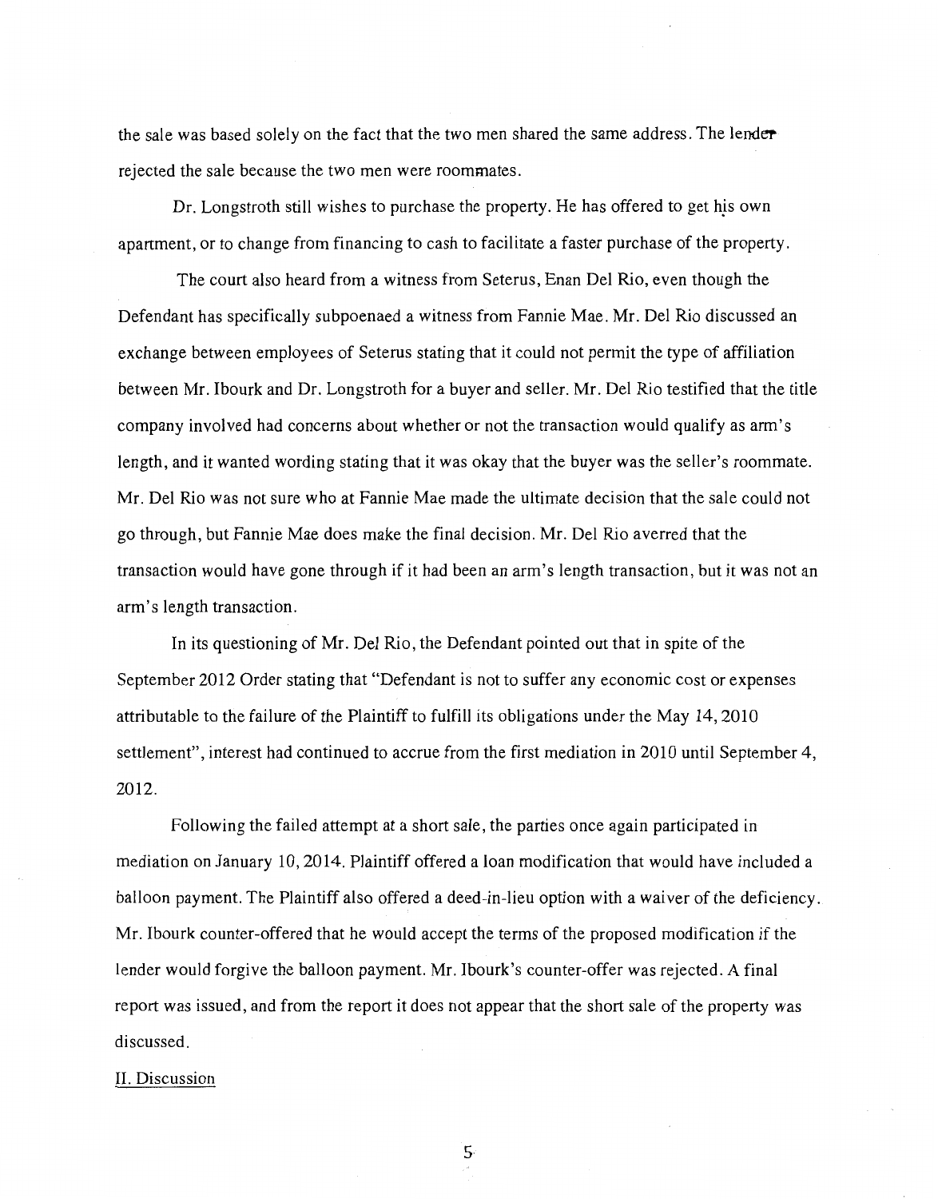the sale was based solely on the fact that the two men shared the same address. The lender rejected the sale because the two men were roommates.

Dr. Longstroth still wishes to purchase the property. He has offered to get his own apartment, or to change from financing to cash to facilitate a faster purchase of the property.

The court also heard from a witness from Seterus, Enan Del Rio, even though the Defendant has specifically subpoenaed a witness from Fannie Mae. Mr. Del Rio discussed an exchange between employees of Seterus stating that it could not permit the type of affiliation between Mr. Ibourk and Dr. Longstroth for a buyer and seller. Mr. Del Rio testified that the title company involved had concerns about whether or not the transaction would qualify as arm's length, and it wanted wording stating that it was okay that the buyer was the seller's roommate. Mr. Del Rio was not sure who at Fannie Mae made the ultimate decision that the sale could not go through, but Fannie Mae does make the final decision. Mr. Del Rio averred that the transaction would have gone through if it had been an arm's length transaction, but it was not an arm's length transaction.

In its questioning of Mr. Del Rio, the Defendant pointed out that in spite of the September 2012 Order stating that "Defendant is not to suffer any economic cost or expenses attributable to the failure of the Plaintiff to fulfill its obligations under the May 14, 2010 settlement", interest had continued to accrue from the first mediation in 2010 until September 4, 2012.

Following the failed attempt at a short sale, the parties once again participated in mediation on January 10, 2014. Plaintiff offered a loan modification that would have included a balloon payment. The Plaintiff also offered a deed-in-lieu option with a waiver of the deficiency. Mr. Ibourk counter-offered that he would accept the terms of the proposed modification if the lender would forgive the balloon payment. Mr. Ibourk's counter-offer was rejected. A final report was issued, and from the report it does not appear that the short sale of the property was discussed.

## II. Discussion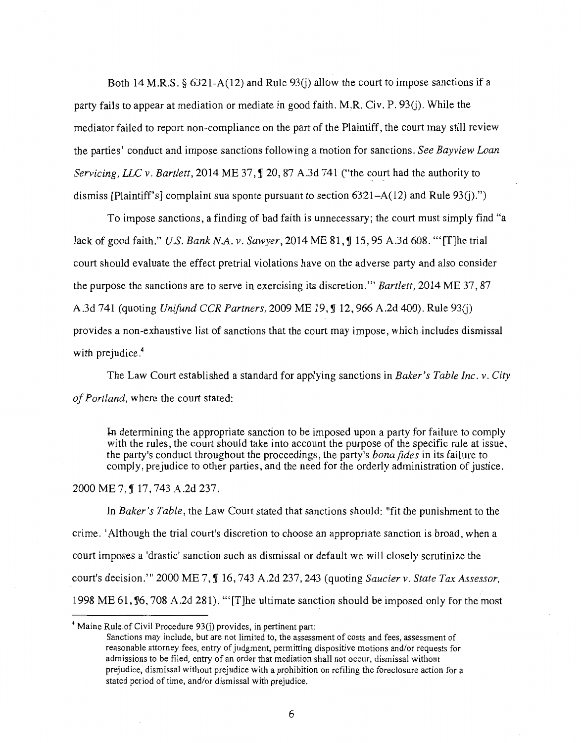Both 14 M.R.S. § 6321-A(12) and Rule 93(j) allow the court to impose sanctions if a party fails to appear at mediation or mediate in good faith. M.R. Civ. P. 93(j). While the mediator failed to report non-compliance on the part of the Plaintiff, the court may still review the parties' conduct and impose sanctions following a motion for sanctions. *See Bayview Loan Servicing, LLC v. Bartlett*, 2014 ME 37, ¶ 20, 87 A.3d 741 ("the court had the authority to dismiss [Plaintiff's] complaint sua sponte pursuant to section 6321–A(12) and Rule 93(j).")

To impose sanctions, a finding of bad faith is unnecessary; the court must simply find "a lack of good faith." *U.S. Bank N.A. v. Sawyer*, 2014 ME 81, ¶ 15, 95 A.3d 608. "'[T]he trial court should evaluate the effect pretrial violations have on the adverse party and also consider the purpose the sanctions are to serve in exercising its discretion.'" *Bartlett*, 2014 ME 37, 87 A.3d 741 (quoting *Unifund CCR Partners*, 2009 ME 19, ¶ 12, 966 A.2d 400). Rule 93(j) provides a non-exhaustive list of sanctions that the court may impose, which includes dismissal with prejudice.[4]

The Law Court established a standard for applying sanctions in *Baker's Table Inc. v. City of Portland*, where the court stated:

> In determining the appropriate sanction to be imposed upon a party for failure to comply with the rules, the court should take into account the purpose of the specific rule at issue, the party's conduct throughout the proceedings, the party's *bona fides* in its failure to comply, prejudice to other parties, and the need for the orderly administration of justice.

2000 ME 7, ¶ 17, 743 A.2d 237.

In *Baker's Table*, the Law Court stated that sanctions should: "fit the punishment to the crime. 'Although the trial court's discretion to choose an appropriate sanction is broad, when a court imposes a 'drastic' sanction such as dismissal or default we will closely scrutinize the court's decision.'" 2000 ME 7, ¶ 16, 743 A.2d 237, 243 (quoting *Saucier v. State Tax Assessor*, 1998 ME 61, ¶6, 708 A.2d 281). "'[T]he ultimate sanction should be imposed only for the most

---

[4] Maine Rule of Civil Procedure 93(j) provides, in pertinent part:

> Sanctions may include, but are not limited to, the assessment of costs and fees, assessment of reasonable attorney fees, entry of judgment, permitting dispositive motions and/or requests for admissions to be filed, entry of an order that mediation shall not occur, dismissal without prejudice, dismissal without prejudice with a prohibition on refiling the foreclosure action for a stated period of time, and/or dismissal with prejudice.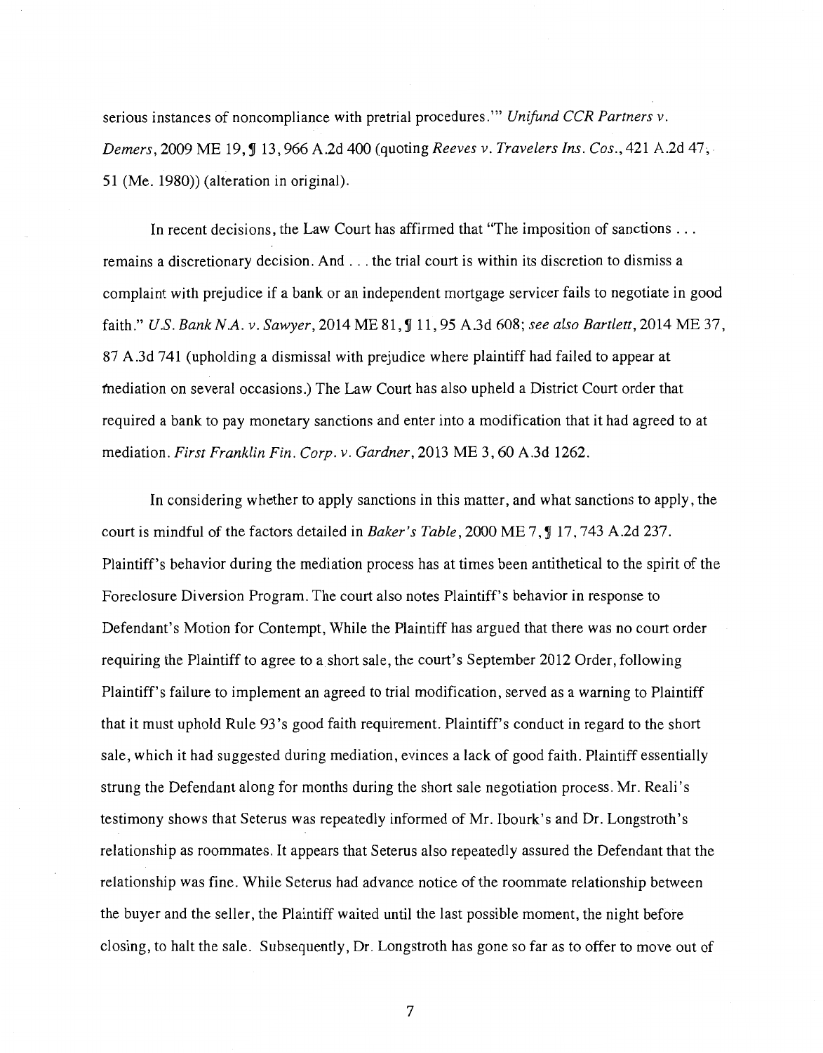serious instances of noncompliance with pretrial procedures.'" *Unifund CCR Partners v. Demers*, 2009 ME 19, ¶ 13, 966 A.2d 400 (quoting *Reeves v. Travelers Ins. Cos.*, 421 A.2d 47, 51 (Me. 1980)) (alteration in original).

In recent decisions, the Law Court has affirmed that "The imposition of sanctions . . . remains a discretionary decision. And . . . the trial court is within its discretion to dismiss a complaint with prejudice if a bank or an independent mortgage servicer fails to negotiate in good faith." *U.S. Bank N.A. v. Sawyer*, 2014 ME 81, ¶ 11, 95 A.3d 608; *see also Bartlett*, 2014 ME 37, 87 A.3d 741 (upholding a dismissal with prejudice where plaintiff had failed to appear at mediation on several occasions.) The Law Court has also upheld a District Court order that required a bank to pay monetary sanctions and enter into a modification that it had agreed to at mediation. *First Franklin Fin. Corp. v. Gardner*, 2013 ME 3, 60 A.3d 1262.

In considering whether to apply sanctions in this matter, and what sanctions to apply, the court is mindful of the factors detailed in *Baker's Table*, 2000 ME 7, ¶ 17, 743 A.2d 237. Plaintiff's behavior during the mediation process has at times been antithetical to the spirit of the Foreclosure Diversion Program. The court also notes Plaintiff's behavior in response to Defendant's Motion for Contempt, While the Plaintiff has argued that there was no court order requiring the Plaintiff to agree to a short sale, the court's September 2012 Order, following Plaintiff's failure to implement an agreed to trial modification, served as a warning to Plaintiff that it must uphold Rule 93's good faith requirement. Plaintiff's conduct in regard to the short sale, which it had suggested during mediation, evinces a lack of good faith. Plaintiff essentially strung the Defendant along for months during the short sale negotiation process. Mr. Reali's testimony shows that Seterus was repeatedly informed of Mr. Ibourk's and Dr. Longstroth's relationship as roommates. It appears that Seterus also repeatedly assured the Defendant that the relationship was fine. While Seterus had advance notice of the roommate relationship between the buyer and the seller, the Plaintiff waited until the last possible moment, the night before closing, to halt the sale. Subsequently, Dr. Longstroth has gone so far as to offer to move out of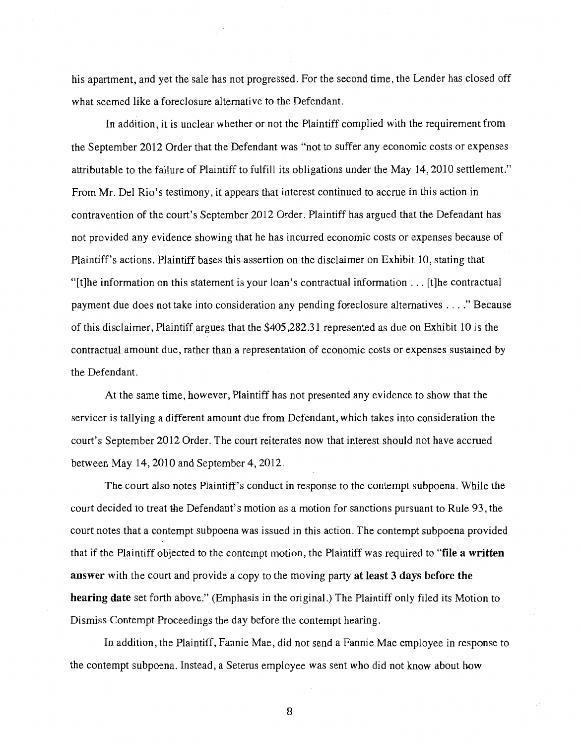his apartment, and yet the sale has not progressed. For the second time, the Lender has closed off what seemed like a foreclosure alternative to the Defendant.

In addition, it is unclear whether or not the Plaintiff complied with the requirement from the September 2012 Order that the Defendant was "not to suffer any economic costs or expenses attributable to the failure of Plaintiff to fulfill its obligations under the May 14, 2010 settlement." From Mr. Del Rio's testimony, it appears that interest continued to accrue in this action in contravention of the court's September 2012 Order. Plaintiff has argued that the Defendant has not provided any evidence showing that he has incurred economic costs or expenses because of Plaintiff's actions. Plaintiff bases this assertion on the disclaimer on Exhibit 10, stating that "[t]he information on this statement is your loan's contractual information . . . [t]he contractual payment due does not take into consideration any pending foreclosure alternatives . . . ." Because of this disclaimer, Plaintiff argues that the $405,282.31 represented as due on Exhibit 10 is the contractual amount due, rather than a representation of economic costs or expenses sustained by the Defendant.

At the same time, however, Plaintiff has not presented any evidence to show that the servicer is tallying a different amount due from Defendant, which takes into consideration the court's September 2012 Order. The court reiterates now that interest should not have accrued between May 14, 2010 and September 4, 2012.

The court also notes Plaintiff's conduct in response to the contempt subpoena. While the court decided to treat the Defendant's motion as a motion for sanctions pursuant to Rule 93, the court notes that a contempt subpoena was issued in this action. The contempt subpoena provided that if the Plaintiff objected to the contempt motion, the Plaintiff was required to "**file a written answer** with the court and provide a copy to the moving party **at least 3 days before the hearing date** set forth above." (Emphasis in the original.) The Plaintiff only filed its Motion to Dismiss Contempt Proceedings the day before the contempt hearing.

In addition, the Plaintiff, Fannie Mae, did not send a Fannie Mae employee in response to the contempt subpoena. Instead, a Seterus employee was sent who did not know about how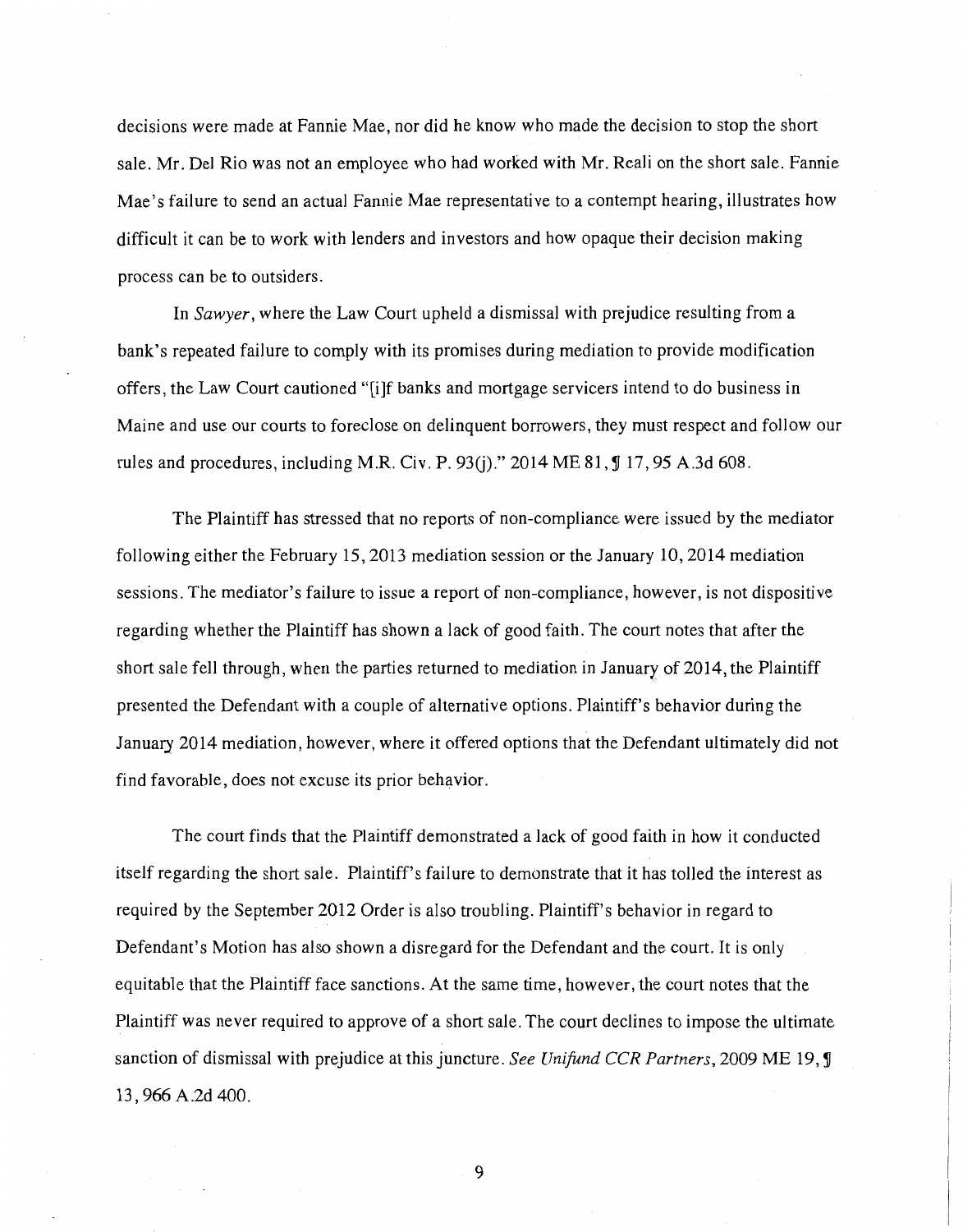decisions were made at Fannie Mae, nor did he know who made the decision to stop the short sale. Mr. Del Rio was not an employee who had worked with Mr. Reali on the short sale. Fannie Mae's failure to send an actual Fannie Mae representative to a contempt hearing, illustrates how difficult it can be to work with lenders and investors and how opaque their decision making process can be to outsiders.

In *Sawyer*, where the Law Court upheld a dismissal with prejudice resulting from a bank's repeated failure to comply with its promises during mediation to provide modification offers, the Law Court cautioned "[i]f banks and mortgage servicers intend to do business in Maine and use our courts to foreclose on delinquent borrowers, they must respect and follow our rules and procedures, including M.R. Civ. P. 93(j)." 2014 ME 81, ¶ 17, 95 A.3d 608.

The Plaintiff has stressed that no reports of non-compliance were issued by the mediator following either the February 15, 2013 mediation session or the January 10, 2014 mediation sessions. The mediator's failure to issue a report of non-compliance, however, is not dispositive regarding whether the Plaintiff has shown a lack of good faith. The court notes that after the short sale fell through, when the parties returned to mediation in January of 2014, the Plaintiff presented the Defendant with a couple of alternative options. Plaintiff's behavior during the January 2014 mediation, however, where it offered options that the Defendant ultimately did not find favorable, does not excuse its prior behavior.

The court finds that the Plaintiff demonstrated a lack of good faith in how it conducted itself regarding the short sale. Plaintiff's failure to demonstrate that it has tolled the interest as required by the September 2012 Order is also troubling. Plaintiff's behavior in regard to Defendant's Motion has also shown a disregard for the Defendant and the court. It is only equitable that the Plaintiff face sanctions. At the same time, however, the court notes that the Plaintiff was never required to approve of a short sale. The court declines to impose the ultimate sanction of dismissal with prejudice at this juncture. *See Unifund CCR Partners*, 2009 ME 19, ¶ 13, 966 A.2d 400.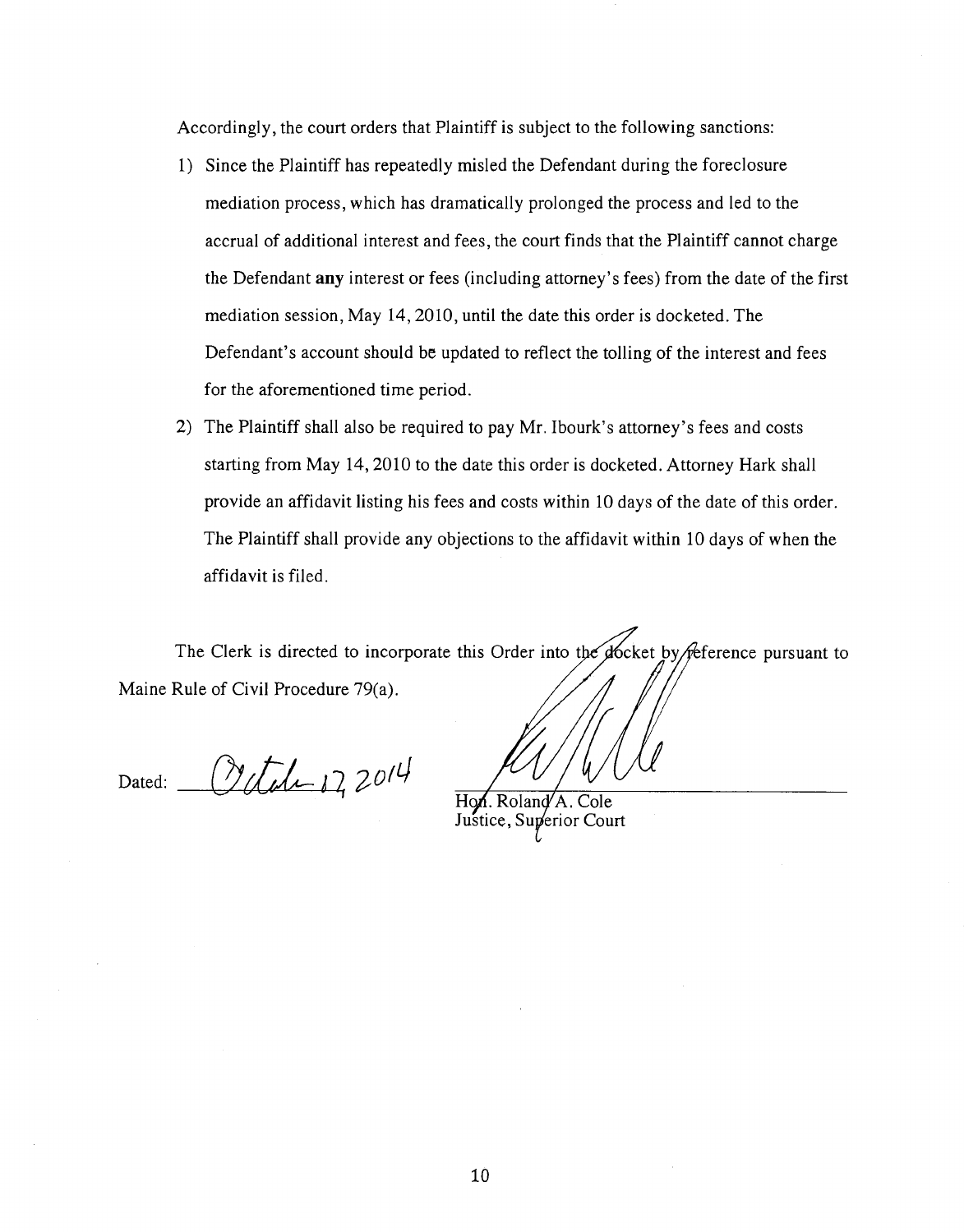Accordingly, the court orders that Plaintiff is subject to the following sanctions:

1) Since the Plaintiff has repeatedly misled the Defendant during the foreclosure mediation process, which has dramatically prolonged the process and led to the accrual of additional interest and fees, the court finds that the Plaintiff cannot charge the Defendant **any** interest or fees (including attorney's fees) from the date of the first mediation session, May 14, 2010, until the date this order is docketed. The Defendant's account should be updated to reflect the tolling of the interest and fees for the aforementioned time period.

2) The Plaintiff shall also be required to pay Mr. Ibourk's attorney's fees and costs starting from May 14, 2010 to the date this order is docketed. Attorney Hark shall provide an affidavit listing his fees and costs within 10 days of the date of this order. The Plaintiff shall provide any objections to the affidavit within 10 days of when the affidavit is filed.

The Clerk is directed to incorporate this Order into the docket by reference pursuant to Maine Rule of Civil Procedure 79(a).

Dated: October 17, 2014

Hon. Roland A. Cole
Justice, Superior Court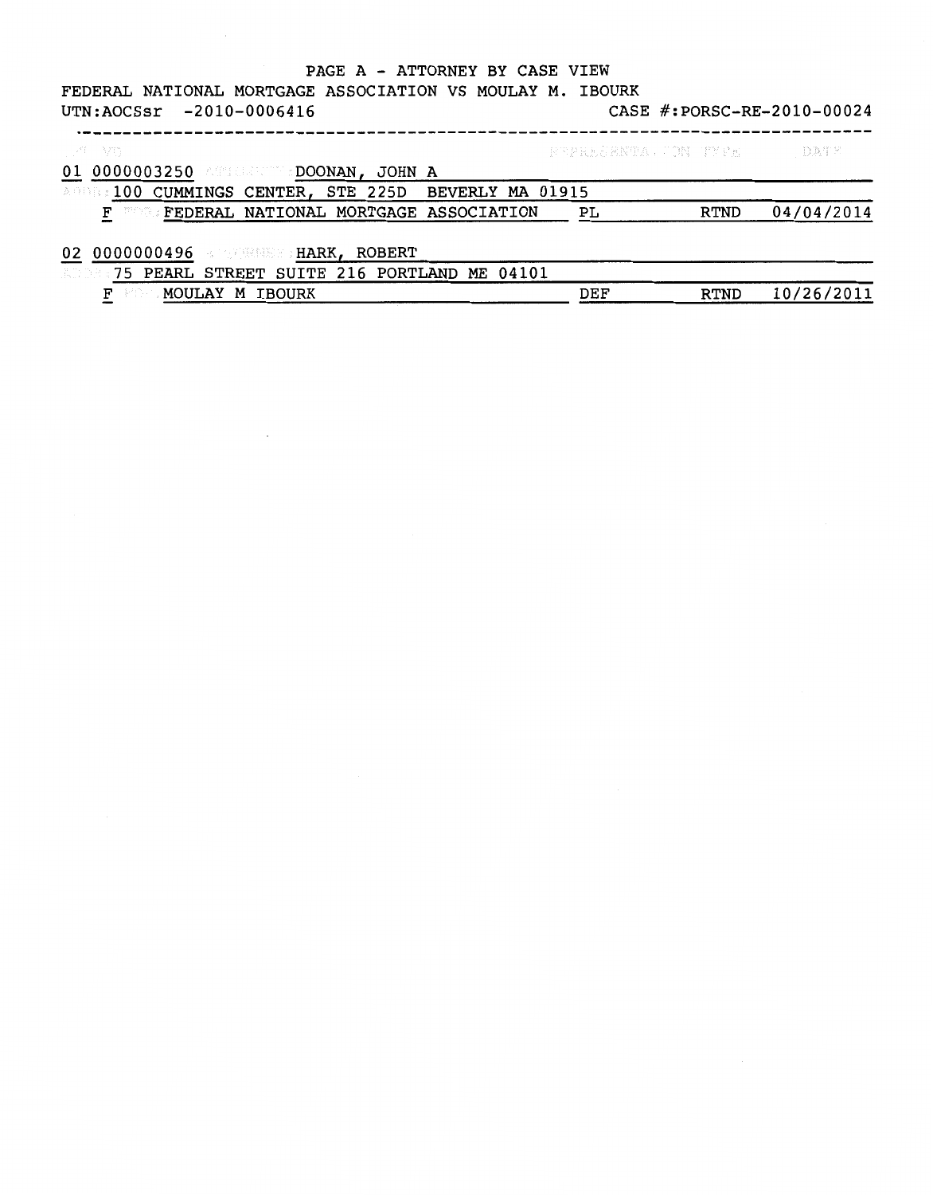PAGE A - ATTORNEY BY CASE VIEW

FEDERAL NATIONAL MORTGAGE ASSOCIATION VS MOULAY M. IBOURK

UTN:AOCSsr -2010-0006416 CASE #:PORSC-RE-2010-00024

| ATTY | | | REPRESENTATION TYPE | | DATE |
|---|---|---|---|---|---|
| 01 0000003250 | ATTORNEY: DOONAN, JOHN A | | | | |
| ADDR: 100 CUMMINGS CENTER, STE 225D BEVERLY MA 01915 | | | | | |
| F | FOR: FEDERAL NATIONAL MORTGAGE ASSOCIATION | | PL | RTND | 04/04/2014 |
| 02 0000000496 | ATTORNEY: HARK, ROBERT | | | | |
| ADDR: 75 PEARL STREET SUITE 216 PORTLAND ME 04101 | | | | | |
| F | FOR: MOULAY M IBOURK | | DEF | RTND | 10/26/2011 |